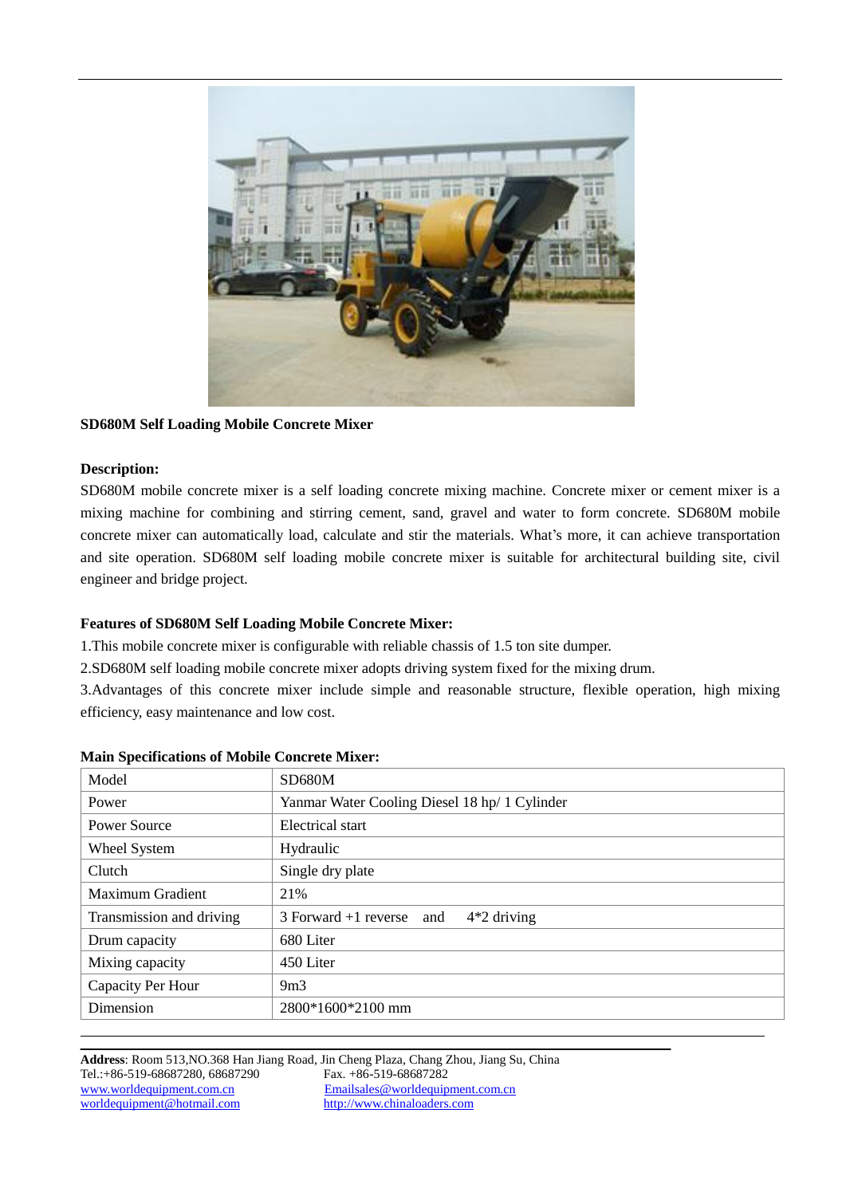**SD680M Self Loading Mobile Concrete Mixer**

**Description:**

SD680M mobile concrete mixer is a self loading concrete mixing machine. Concrete mixer or cement mixer is a mixing machine for combining and stirring cement, sand, gravel and water to form concrete. SD680M mobile concrete mixer can automatically load, calculate and stir the materials. What's more, it can achieve transportation and site operation. SD680M self loading mobile concrete mixer is suitable for architectural building site, civil engineer and bridge project.

**Features of SD680M Self Loading Mobile Concrete Mixer:**

1.This mobile concrete mixer is configurable with reliable chassis of 1.5 ton site dumper.

2.SD680M self loading mobile concrete mixer adopts driving system fixed for the mixing drum.

3.Advantages of this concrete mixer include simple and reasonable structure, flexible operation, high mixing efficiency, easy maintenance and low cost.

**Main Specifications of Mobile Concrete Mixer:**

| Model | SD680M |
|---|---|
| Power | Yanmar Water Cooling Diesel 18 hp/ 1 Cylinder |
| Power Source | Electrical start |
| Wheel System | Hydraulic |
| Clutch | Single dry plate |
| Maximum Gradient | 21% |
| Transmission and driving | 3 Forward +1 reverse and 4*2 driving |
| Drum capacity | 680 Liter |
| Mixing capacity | 450 Liter |
| Capacity Per Hour | 9m3 |
| Dimension | 2800*1600*2100 mm |

**Address**: Room 513,NO.368 Han Jiang Road, Jin Cheng Plaza, Chang Zhou, Jiang Su, China
Tel.:+86-519-68687280, 68687290 Fax. +86-519-68687282
www.worldequipment.com.cn Emailsales@worldequipment.com.cn
worldequipment@hotmail.com http://www.chinaloaders.com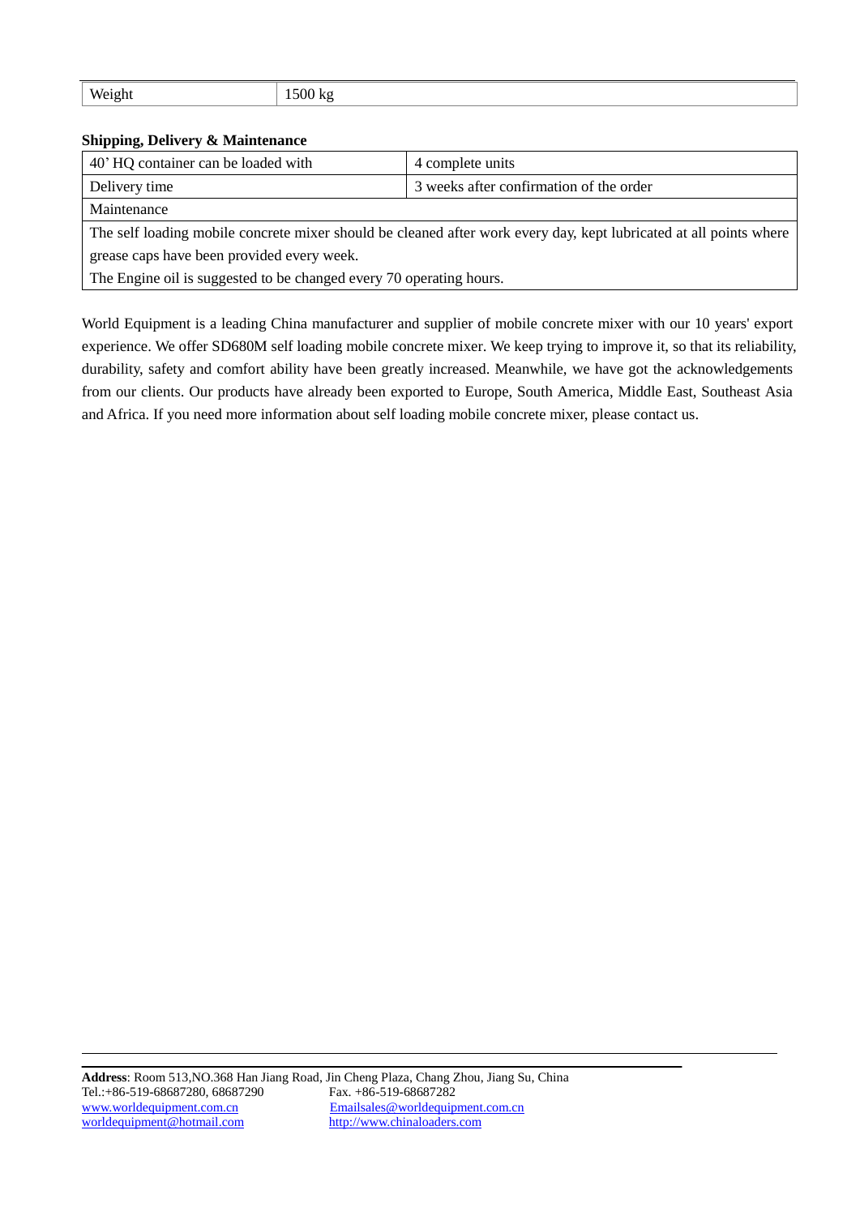| | |
|---|---|
| Weight | 1500 kg |

**Shipping, Delivery & Maintenance**

| | |
|---|---|
| 40' HQ container can be loaded with | 4 complete units |
| Delivery time | 3 weeks after confirmation of the order |
| Maintenance | |
| The self loading mobile concrete mixer should be cleaned after work every day, kept lubricated at all points where grease caps have been provided every week. | |
| The Engine oil is suggested to be changed every 70 operating hours. | |

World Equipment is a leading China manufacturer and supplier of mobile concrete mixer with our 10 years' export experience. We offer SD680M self loading mobile concrete mixer. We keep trying to improve it, so that its reliability, durability, safety and comfort ability have been greatly increased. Meanwhile, we have got the acknowledgements from our clients. Our products have already been exported to Europe, South America, Middle East, Southeast Asia and Africa. If you need more information about self loading mobile concrete mixer, please contact us.

**Address**: Room 513,NO.368 Han Jiang Road, Jin Cheng Plaza, Chang Zhou, Jiang Su, China
Tel.:+86-519-68687280, 68687290    Fax. +86-519-68687282
www.worldequipment.com.cn    Emailsales@worldequipment.com.cn
worldequipment@hotmail.com    http://www.chinaloaders.com